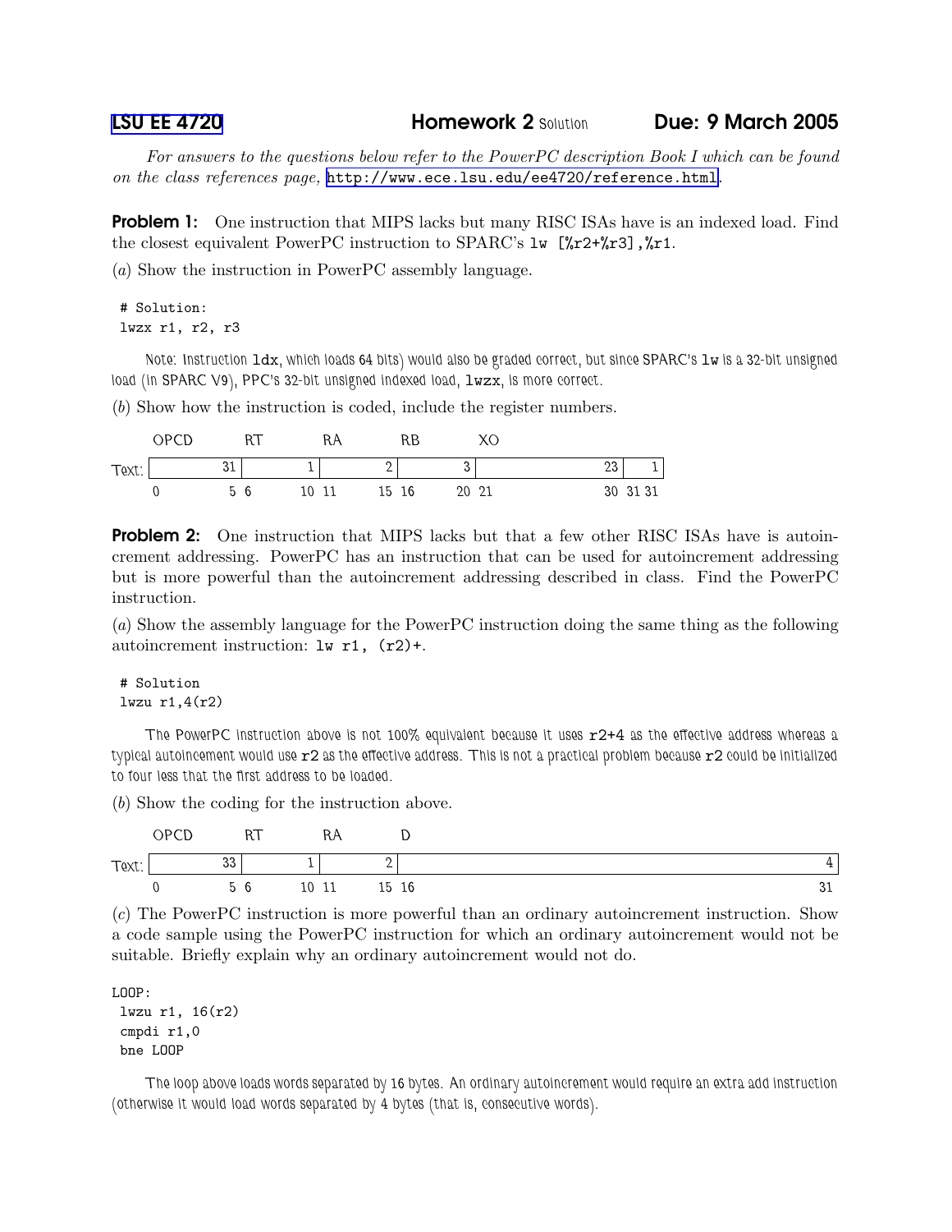**LSU EE 4720** **Homework 2** Solution **Due: 9 March 2005**

*For answers to the questions below refer to the PowerPC description Book I which can be found on the class references page,* http://www.ece.lsu.edu/ee4720/reference.html.

**Problem 1:** One instruction that MIPS lacks but many RISC ISAs have is an indexed load. Find the closest equivalent PowerPC instruction to SPARC's `lw [%r2+%r3],%r1`.

(*a*) Show the instruction in PowerPC assembly language.

```
# Solution:
lwzx r1, r2, r3
```

Note: Instruction `ldx`, which loads 64 bits) would also be graded correct, but since SPARC's `lw` is a 32-bit unsigned load (in SPARC V9), PPC's 32-bit unsigned indexed load, `lwzx`, is more correct.

(*b*) Show how the instruction is coded, include the register numbers.

| | OPCD | RT | RA | RB | XO | |
|---|---|---|---|---|---|---|
| Text: | 31 | 1 | 2 | 3 | 23 | 1 |
| | 0 5 | 6 10 | 11 15 | 16 20 | 21 30 | 31 31 |

**Problem 2:** One instruction that MIPS lacks but that a few other RISC ISAs have is autoincrement addressing. PowerPC has an instruction that can be used for autoincrement addressing but is more powerful than the autoincrement addressing described in class. Find the PowerPC instruction.

(*a*) Show the assembly language for the PowerPC instruction doing the same thing as the following autoincrement instruction: `lw r1, (r2)+`.

```
# Solution
lwzu r1,4(r2)
```

The PowerPC instruction above is not 100% equivalent because it uses `r2+4` as the effective address whereas a typical autoincement would use `r2` as the effective address. This is not a practical problem because `r2` could be initialized to four less that the first address to be loaded.

(*b*) Show the coding for the instruction above.

| | OPCD | RT | RA | D |
|---|---|---|---|---|
| Text: | 33 | 1 | 2 | 4 |
| | 0 5 | 6 10 | 11 15 | 16 31 |

(*c*) The PowerPC instruction is more powerful than an ordinary autoincrement instruction. Show a code sample using the PowerPC instruction for which an ordinary autoincrement would not be suitable. Briefly explain why an ordinary autoincrement would not do.

```
LOOP:
 lwzu r1, 16(r2)
 cmpdi r1,0
 bne LOOP
```

The loop above loads words separated by 16 bytes. An ordinary autoincrement would require an extra add instruction (otherwise it would load words separated by 4 bytes (that is, consecutive words).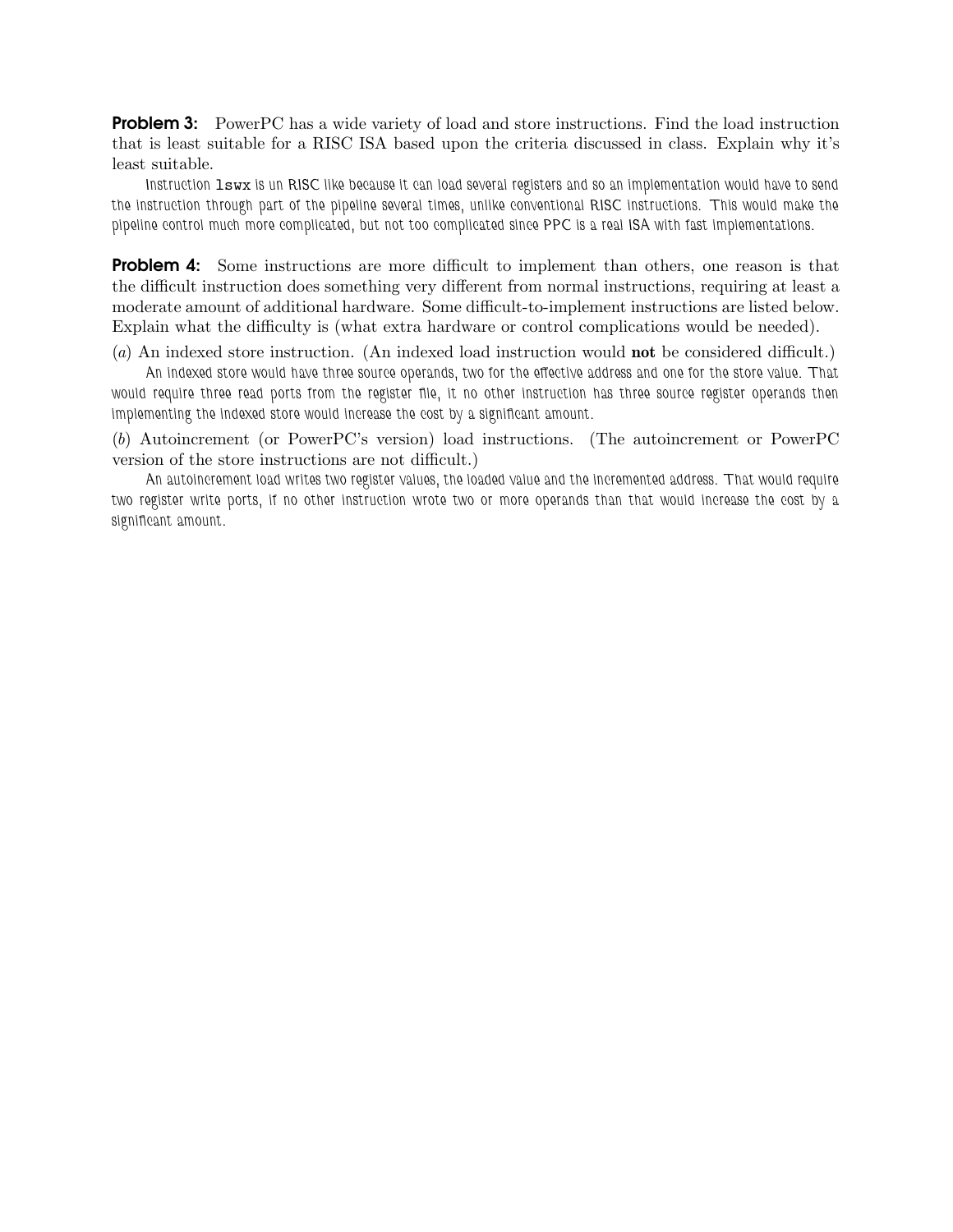**Problem 3:** PowerPC has a wide variety of load and store instructions. Find the load instruction that is least suitable for a RISC ISA based upon the criteria discussed in class. Explain why it's least suitable.

Instruction `lswx` is un RISC like because it can load several registers and so an implementation would have to send the instruction through part of the pipeline several times, unlike conventional RISC instructions. This would make the pipeline control much more complicated, but not too complicated since PPC is a real ISA with fast implementations.

**Problem 4:** Some instructions are more difficult to implement than others, one reason is that the difficult instruction does something very different from normal instructions, requiring at least a moderate amount of additional hardware. Some difficult-to-implement instructions are listed below. Explain what the difficulty is (what extra hardware or control complications would be needed).

(*a*) An indexed store instruction. (An indexed load instruction would **not** be considered difficult.)

An indexed store would have three source operands, two for the effective address and one for the store value. That would require three read ports from the register file, it no other instruction has three source register operands then implementing the indexed store would increase the cost by a significant amount.

(*b*) Autoincrement (or PowerPC's version) load instructions. (The autoincrement or PowerPC version of the store instructions are not difficult.)

An autoincrement load writes two register values, the loaded value and the incremented address. That would require two register write ports, if no other instruction wrote two or more operands than that would increase the cost by a significant amount.